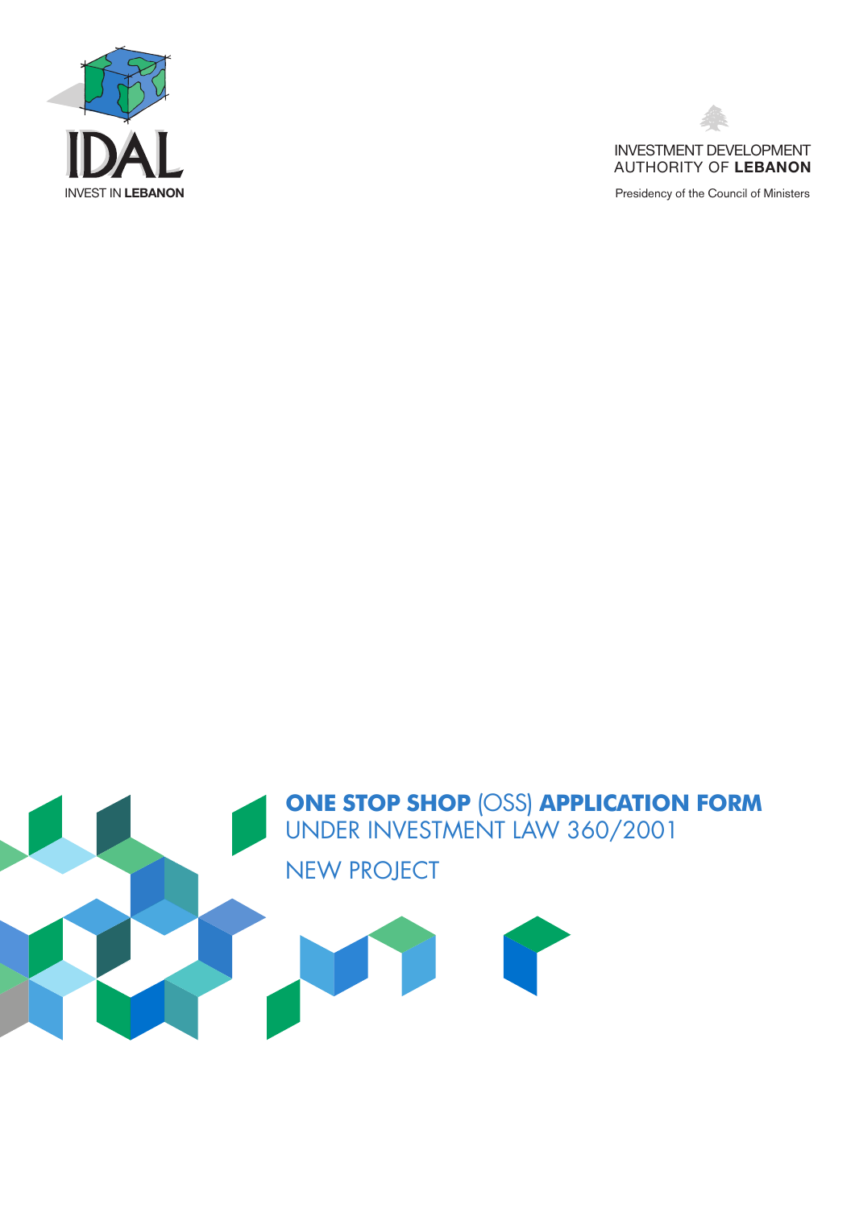IDAL

INVEST IN **LEBANON**

INVESTMENT DEVELOPMENT
AUTHORITY OF **LEBANON**

Presidency of the Council of Ministers

# **ONE STOP SHOP** (OSS) **APPLICATION FORM**

## UNDER INVESTMENT LAW 360/2001

## NEW PROJECT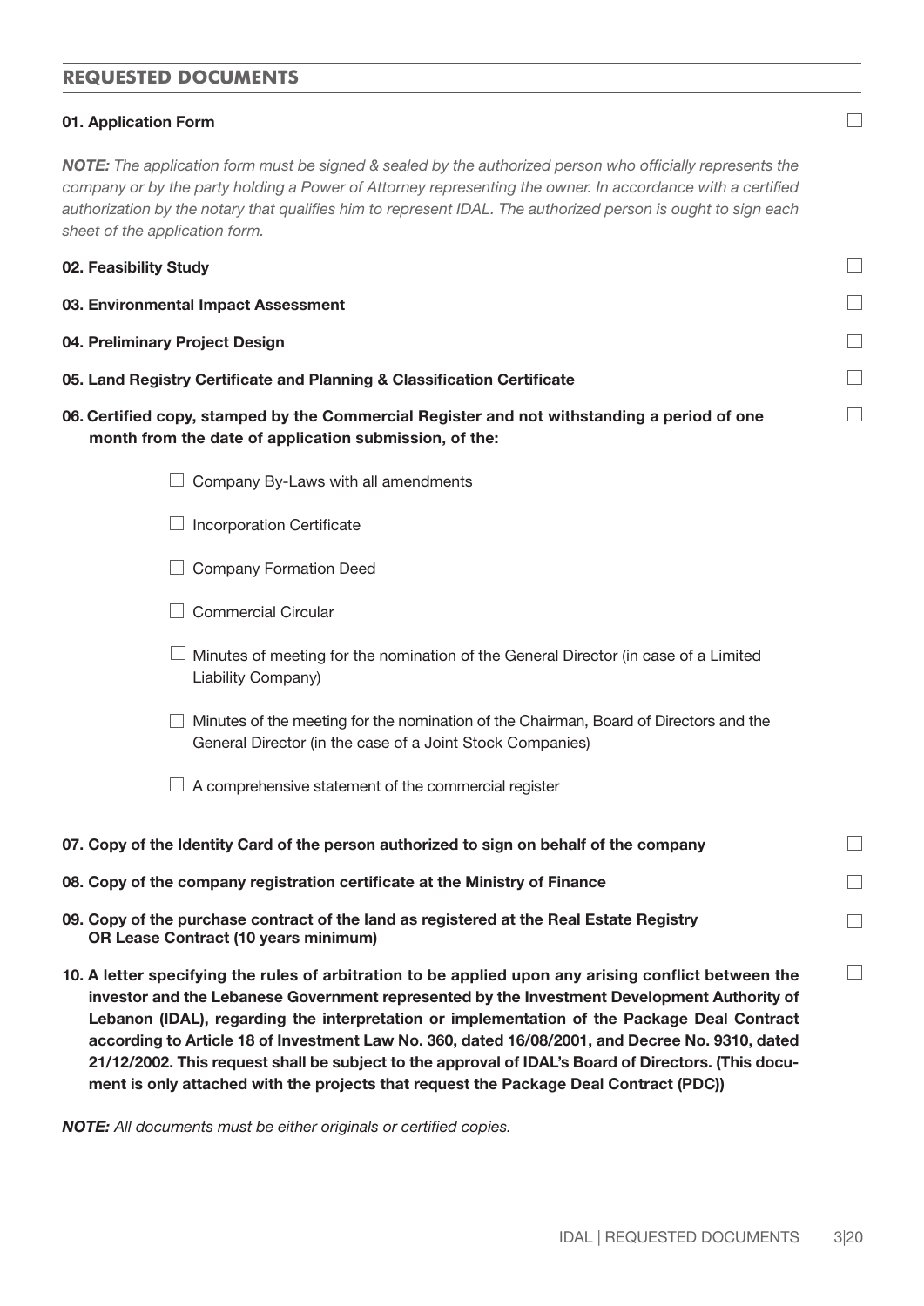## REQUESTED DOCUMENTS

**01. Application Form** ☐

***NOTE:*** *The application form must be signed & sealed by the authorized person who officially represents the company or by the party holding a Power of Attorney representing the owner. In accordance with a certified authorization by the notary that qualifies him to represent IDAL. The authorized person is ought to sign each sheet of the application form.*

**02. Feasibility Study** ☐

**03. Environmental Impact Assessment** ☐

**04. Preliminary Project Design** ☐

**05. Land Registry Certificate and Planning & Classification Certificate** ☐

**06. Certified copy, stamped by the Commercial Register and not withstanding a period of one month from the date of application submission, of the:** ☐

- ☐ Company By-Laws with all amendments
- ☐ Incorporation Certificate
- ☐ Company Formation Deed
- ☐ Commercial Circular
- ☐ Minutes of meeting for the nomination of the General Director (in case of a Limited Liability Company)
- ☐ Minutes of the meeting for the nomination of the Chairman, Board of Directors and the General Director (in the case of a Joint Stock Companies)
- ☐ A comprehensive statement of the commercial register

**07. Copy of the Identity Card of the person authorized to sign on behalf of the company** ☐

**08. Copy of the company registration certificate at the Ministry of Finance** ☐

**09. Copy of the purchase contract of the land as registered at the Real Estate Registry OR Lease Contract (10 years minimum)** ☐

**10. A letter specifying the rules of arbitration to be applied upon any arising conflict between the investor and the Lebanese Government represented by the Investment Development Authority of Lebanon (IDAL), regarding the interpretation or implementation of the Package Deal Contract according to Article 18 of Investment Law No. 360, dated 16/08/2001, and Decree No. 9310, dated 21/12/2002. This request shall be subject to the approval of IDAL's Board of Directors. (This document is only attached with the projects that request the Package Deal Contract (PDC))** ☐

***NOTE:*** *All documents must be either originals or certified copies.*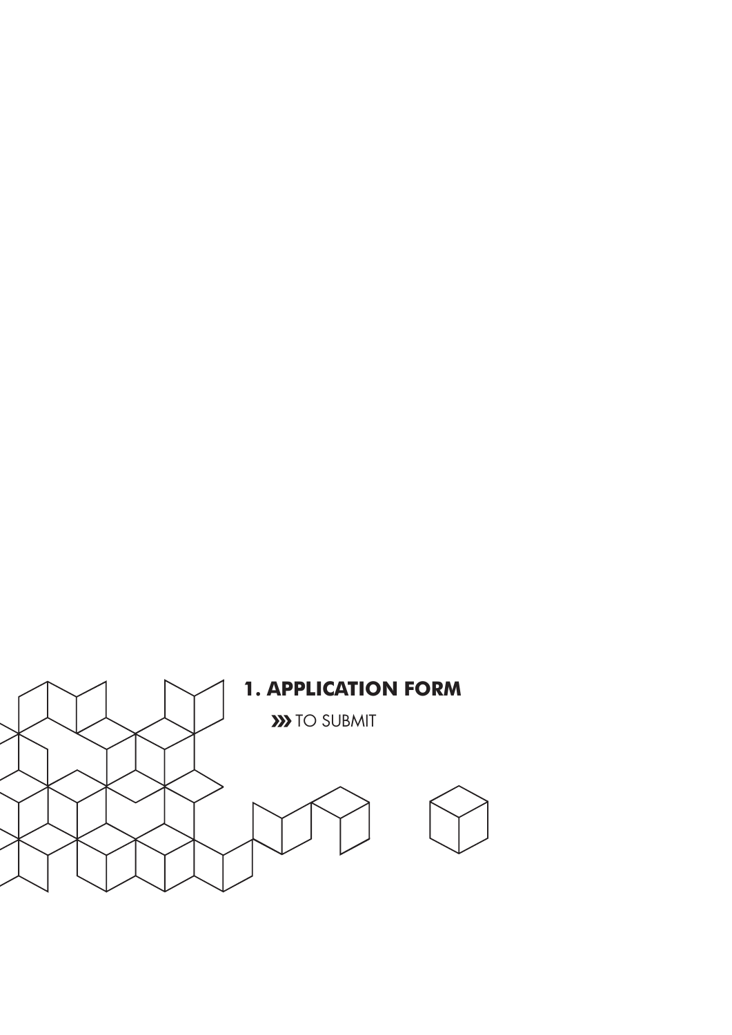# 1. APPLICATION FORM

»» TO SUBMIT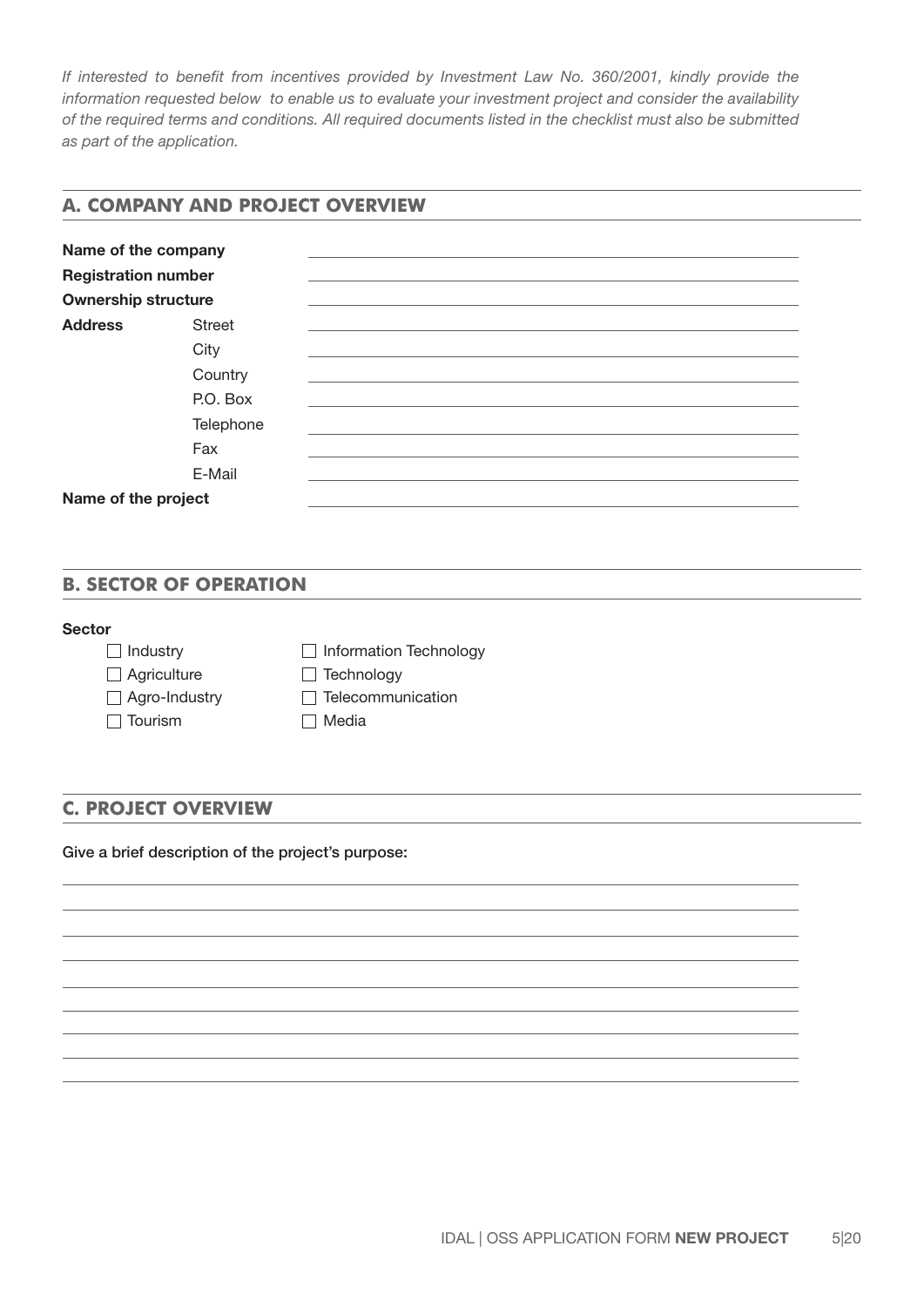*If interested to benefit from incentives provided by Investment Law No. 360/2001, kindly provide the information requested below to enable us to evaluate your investment project and consider the availability of the required terms and conditions. All required documents listed in the checklist must also be submitted as part of the application.*

## A. COMPANY AND PROJECT OVERVIEW

**Name of the company** ____________________

**Registration number** ____________________

**Ownership structure** ____________________

**Address**

- Street ____________________
- City ____________________
- Country ____________________
- P.O. Box ____________________
- Telephone ____________________
- Fax ____________________
- E-Mail ____________________

**Name of the project** ____________________

## B. SECTOR OF OPERATION

**Sector**

- ☐ Industry
- ☐ Agriculture
- ☐ Agro-Industry
- ☐ Tourism
- ☐ Information Technology
- ☐ Technology
- ☐ Telecommunication
- ☐ Media

## C. PROJECT OVERVIEW

Give a brief description of the project's purpose:

____________________

____________________

____________________

____________________

____________________

____________________

____________________

____________________

____________________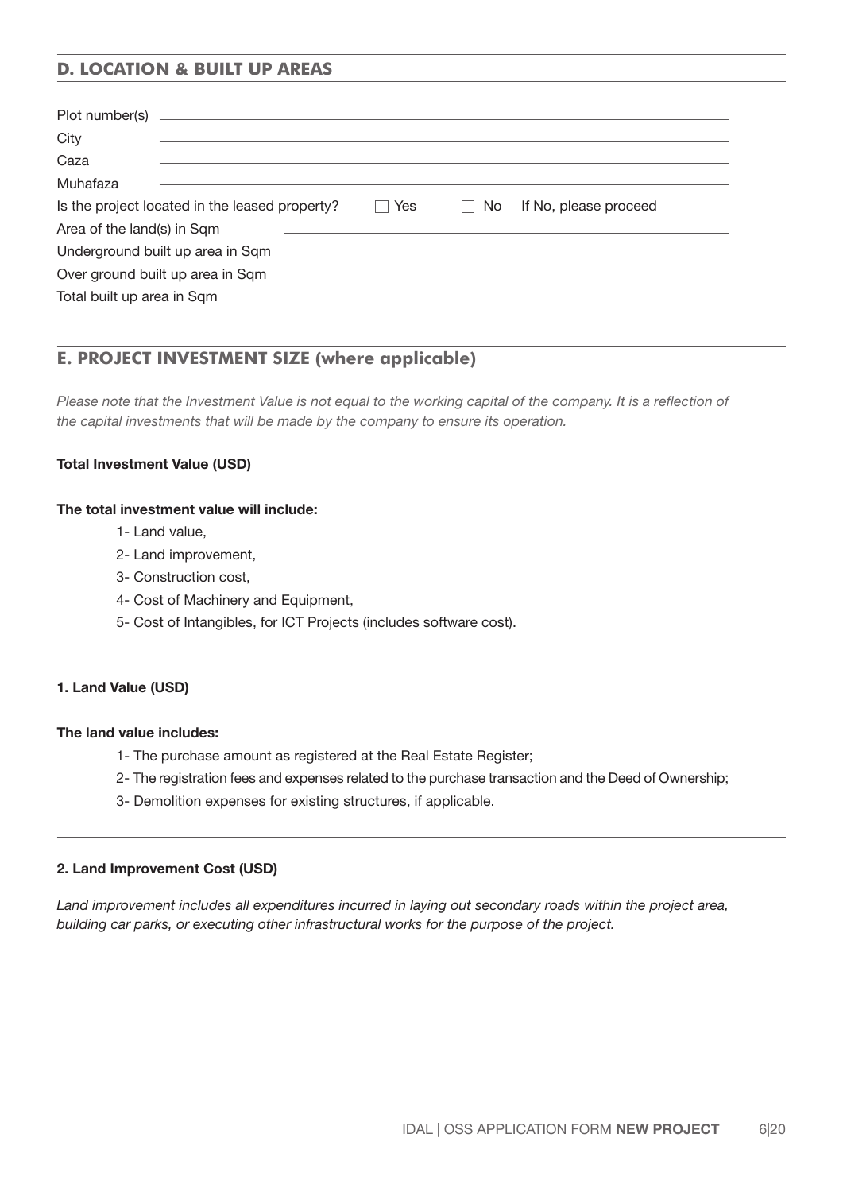## D. LOCATION & BUILT UP AREAS

Plot number(s) \_\_\_\_\_\_\_\_\_\_\_\_\_\_\_\_\_\_\_\_\_\_\_\_\_\_\_\_\_\_\_\_\_\_\_\_\_\_\_\_

City \_\_\_\_\_\_\_\_\_\_\_\_\_\_\_\_\_\_\_\_\_\_\_\_\_\_\_\_\_\_\_\_\_\_\_\_\_\_\_\_

Caza \_\_\_\_\_\_\_\_\_\_\_\_\_\_\_\_\_\_\_\_\_\_\_\_\_\_\_\_\_\_\_\_\_\_\_\_\_\_\_\_

Muhafaza \_\_\_\_\_\_\_\_\_\_\_\_\_\_\_\_\_\_\_\_\_\_\_\_\_\_\_\_\_\_\_\_\_\_\_\_\_\_\_\_

Is the project located in the leased property? ☐ Yes ☐ No If No, please proceed

Area of the land(s) in Sqm \_\_\_\_\_\_\_\_\_\_\_\_\_\_\_\_\_\_\_\_\_\_\_\_\_\_\_\_\_\_\_\_\_\_\_\_\_\_\_\_

Underground built up area in Sqm \_\_\_\_\_\_\_\_\_\_\_\_\_\_\_\_\_\_\_\_\_\_\_\_\_\_\_\_\_\_\_\_\_\_\_\_\_\_\_\_

Over ground built up area in Sqm \_\_\_\_\_\_\_\_\_\_\_\_\_\_\_\_\_\_\_\_\_\_\_\_\_\_\_\_\_\_\_\_\_\_\_\_\_\_\_\_

Total built up area in Sqm \_\_\_\_\_\_\_\_\_\_\_\_\_\_\_\_\_\_\_\_\_\_\_\_\_\_\_\_\_\_\_\_\_\_\_\_\_\_\_\_

## E. PROJECT INVESTMENT SIZE (where applicable)

*Please note that the Investment Value is not equal to the working capital of the company. It is a reflection of the capital investments that will be made by the company to ensure its operation.*

**Total Investment Value (USD)** \_\_\_\_\_\_\_\_\_\_\_\_\_\_\_\_\_\_\_\_\_\_\_\_\_\_\_\_\_\_\_\_\_\_\_\_\_\_\_\_

**The total investment value will include:**

1- Land value,

2- Land improvement,

3- Construction cost,

4- Cost of Machinery and Equipment,

5- Cost of Intangibles, for ICT Projects (includes software cost).

---

**1. Land Value (USD)** \_\_\_\_\_\_\_\_\_\_\_\_\_\_\_\_\_\_\_\_\_\_\_\_\_\_\_\_\_\_\_\_\_\_\_\_\_\_\_\_

**The land value includes:**

1- The purchase amount as registered at the Real Estate Register;

2- The registration fees and expenses related to the purchase transaction and the Deed of Ownership;

3- Demolition expenses for existing structures, if applicable.

---

**2. Land Improvement Cost (USD)** \_\_\_\_\_\_\_\_\_\_\_\_\_\_\_\_\_\_\_\_\_\_\_\_\_\_\_\_\_\_\_\_

*Land improvement includes all expenditures incurred in laying out secondary roads within the project area, building car parks, or executing other infrastructural works for the purpose of the project.*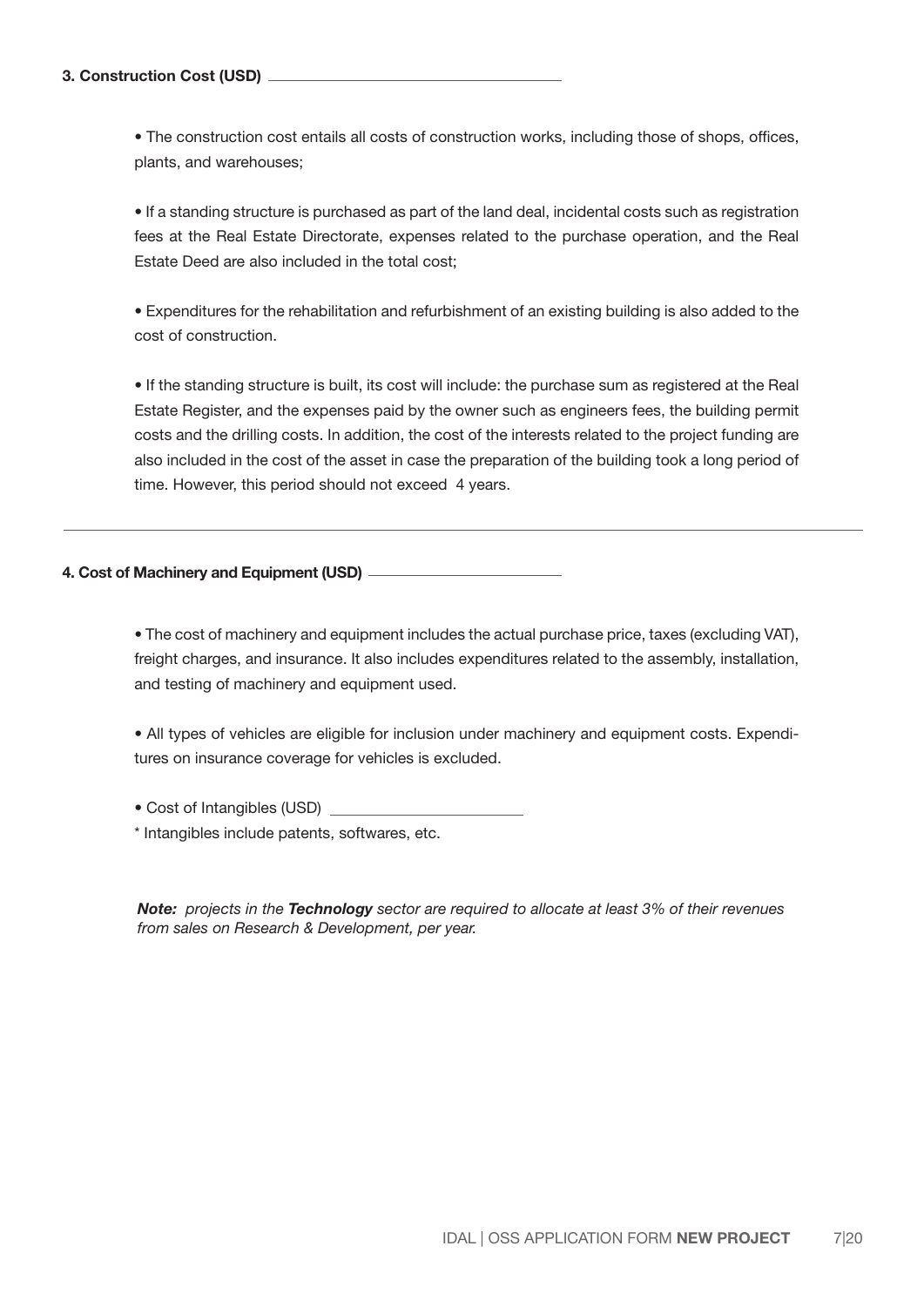**3. Construction Cost (USD)** ______________________________

- The construction cost entails all costs of construction works, including those of shops, offices, plants, and warehouses;

- If a standing structure is purchased as part of the land deal, incidental costs such as registration fees at the Real Estate Directorate, expenses related to the purchase operation, and the Real Estate Deed are also included in the total cost;

- Expenditures for the rehabilitation and refurbishment of an existing building is also added to the cost of construction.

- If the standing structure is built, its cost will include: the purchase sum as registered at the Real Estate Register, and the expenses paid by the owner such as engineers fees, the building permit costs and the drilling costs. In addition, the cost of the interests related to the project funding are also included in the cost of the asset in case the preparation of the building took a long period of time. However, this period should not exceed 4 years.

---

**4. Cost of Machinery and Equipment (USD)** ______________________

- The cost of machinery and equipment includes the actual purchase price, taxes (excluding VAT), freight charges, and insurance. It also includes expenditures related to the assembly, installation, and testing of machinery and equipment used.

- All types of vehicles are eligible for inclusion under machinery and equipment costs. Expenditures on insurance coverage for vehicles is excluded.

- Cost of Intangibles (USD) ______________________

* Intangibles include patents, softwares, etc.

***Note:** projects in the **Technology** sector are required to allocate at least 3% of their revenues from sales on Research & Development, per year.*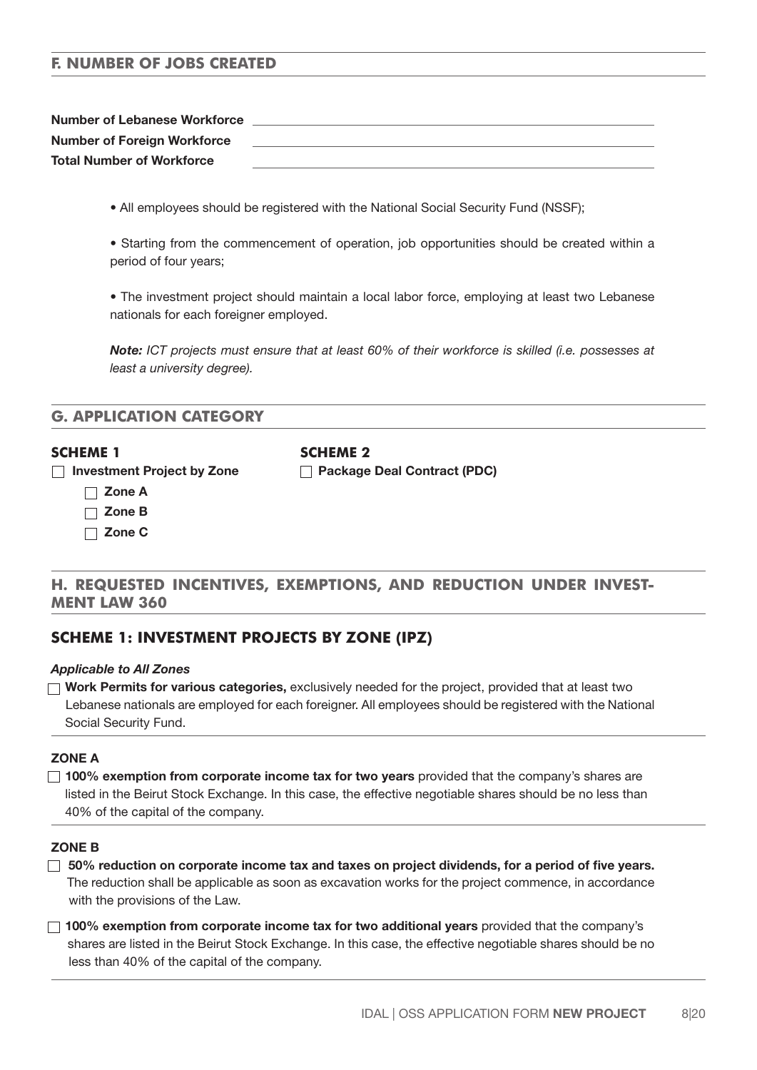## F. NUMBER OF JOBS CREATED

**Number of Lebanese Workforce** ______________________________

**Number of Foreign Workforce** ______________________________

**Total Number of Workforce** ______________________________

- All employees should be registered with the National Social Security Fund (NSSF);
- Starting from the commencement of operation, job opportunities should be created within a period of four years;
- The investment project should maintain a local labor force, employing at least two Lebanese nationals for each foreigner employed.

***Note:*** *ICT projects must ensure that at least 60% of their workforce is skilled (i.e. possesses at least a university degree).*

## G. APPLICATION CATEGORY

**SCHEME 1**

- ☐ **Investment Project by Zone**
  - ☐ **Zone A**
  - ☐ **Zone B**
  - ☐ **Zone C**

**SCHEME 2**

- ☐ **Package Deal Contract (PDC)**

## H. REQUESTED INCENTIVES, EXEMPTIONS, AND REDUCTION UNDER INVESTMENT LAW 360

## SCHEME 1: INVESTMENT PROJECTS BY ZONE (IPZ)

***Applicable to All Zones***

☐ **Work Permits for various categories,** exclusively needed for the project, provided that at least two Lebanese nationals are employed for each foreigner. All employees should be registered with the National Social Security Fund.

**ZONE A**

☐ **100% exemption from corporate income tax for two years** provided that the company's shares are listed in the Beirut Stock Exchange. In this case, the effective negotiable shares should be no less than 40% of the capital of the company.

**ZONE B**

☐ **50% reduction on corporate income tax and taxes on project dividends, for a period of five years.** The reduction shall be applicable as soon as excavation works for the project commence, in accordance with the provisions of the Law.

☐ **100% exemption from corporate income tax for two additional years** provided that the company's shares are listed in the Beirut Stock Exchange. In this case, the effective negotiable shares should be no less than 40% of the capital of the company.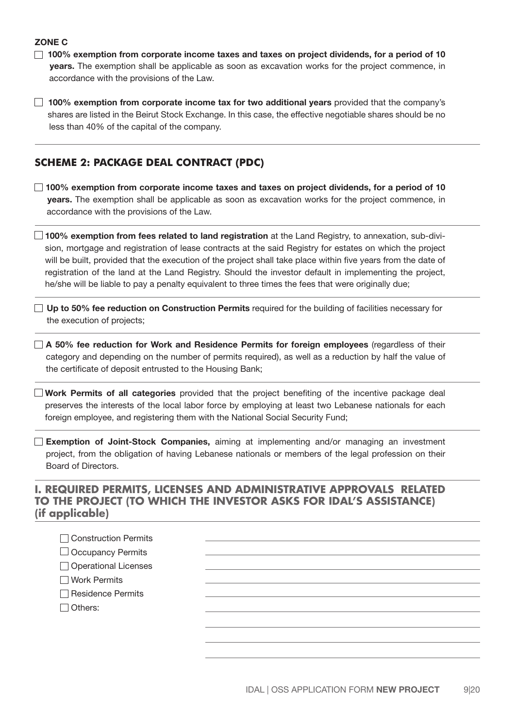**ZONE C**

- ☐ **100% exemption from corporate income taxes and taxes on project dividends, for a period of 10 years.** The exemption shall be applicable as soon as excavation works for the project commence, in accordance with the provisions of the Law.

- ☐ **100% exemption from corporate income tax for two additional years** provided that the company's shares are listed in the Beirut Stock Exchange. In this case, the effective negotiable shares should be no less than 40% of the capital of the company.

---

## SCHEME 2: PACKAGE DEAL CONTRACT (PDC)

- ☐ **100% exemption from corporate income taxes and taxes on project dividends, for a period of 10 years.** The exemption shall be applicable as soon as excavation works for the project commence, in accordance with the provisions of the Law.

- ☐ **100% exemption from fees related to land registration** at the Land Registry, to annexation, sub-division, mortgage and registration of lease contracts at the said Registry for estates on which the project will be built, provided that the execution of the project shall take place within five years from the date of registration of the land at the Land Registry. Should the investor default in implementing the project, he/she will be liable to pay a penalty equivalent to three times the fees that were originally due;

- ☐ **Up to 50% fee reduction on Construction Permits** required for the building of facilities necessary for the execution of projects;

- ☐ **A 50% fee reduction for Work and Residence Permits for foreign employees** (regardless of their category and depending on the number of permits required), as well as a reduction by half the value of the certificate of deposit entrusted to the Housing Bank;

- ☐ **Work Permits of all categories** provided that the project benefiting of the incentive package deal preserves the interests of the local labor force by employing at least two Lebanese nationals for each foreign employee, and registering them with the National Social Security Fund;

- ☐ **Exemption of Joint-Stock Companies,** aiming at implementing and/or managing an investment project, from the obligation of having Lebanese nationals or members of the legal profession on their Board of Directors.

## I. REQUIRED PERMITS, LICENSES AND ADMINISTRATIVE APPROVALS RELATED TO THE PROJECT (TO WHICH THE INVESTOR ASKS FOR IDAL'S ASSISTANCE) (if applicable)

- ☐ Construction Permits ____________________
- ☐ Occupancy Permits ____________________
- ☐ Operational Licenses ____________________
- ☐ Work Permits ____________________
- ☐ Residence Permits ____________________
- ☐ Others: ____________________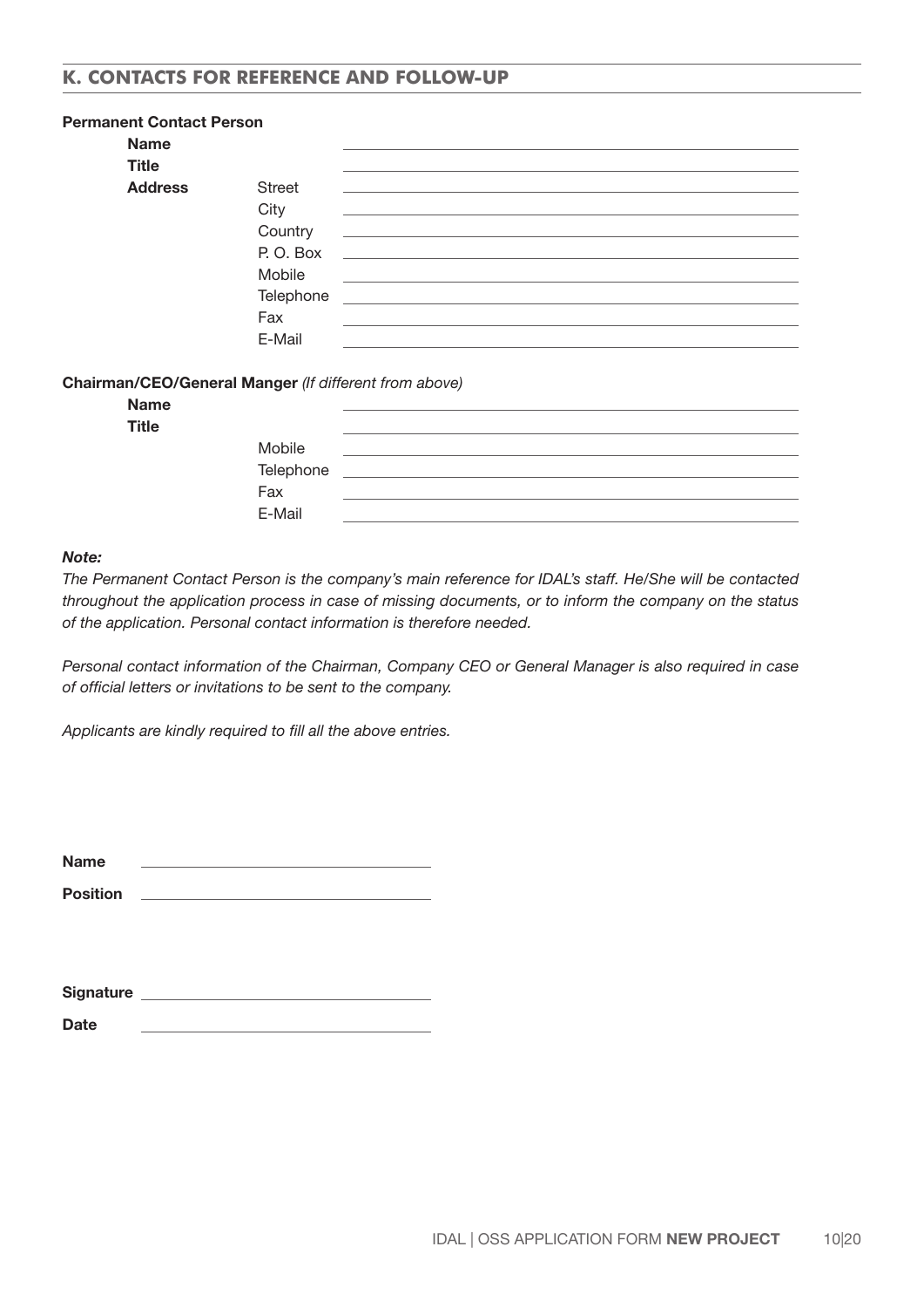## K. CONTACTS FOR REFERENCE AND FOLLOW-UP

**Permanent Contact Person**

**Name** ______________________________

**Title** ______________________________

**Address**

Street ______________________________

City ______________________________

Country ______________________________

P. O. Box ______________________________

Mobile ______________________________

Telephone ______________________________

Fax ______________________________

E-Mail ______________________________

**Chairman/CEO/General Manger** *(If different from above)*

**Name** ______________________________

**Title** ______________________________

Mobile ______________________________

Telephone ______________________________

Fax ______________________________

E-Mail ______________________________

***Note:***

*The Permanent Contact Person is the company's main reference for IDAL's staff. He/She will be contacted throughout the application process in case of missing documents, or to inform the company on the status of the application. Personal contact information is therefore needed.*

*Personal contact information of the Chairman, Company CEO or General Manager is also required in case of official letters or invitations to be sent to the company.*

*Applicants are kindly required to fill all the above entries.*

**Name** ______________________________

**Position** ______________________________

**Signature** ______________________________

**Date** ______________________________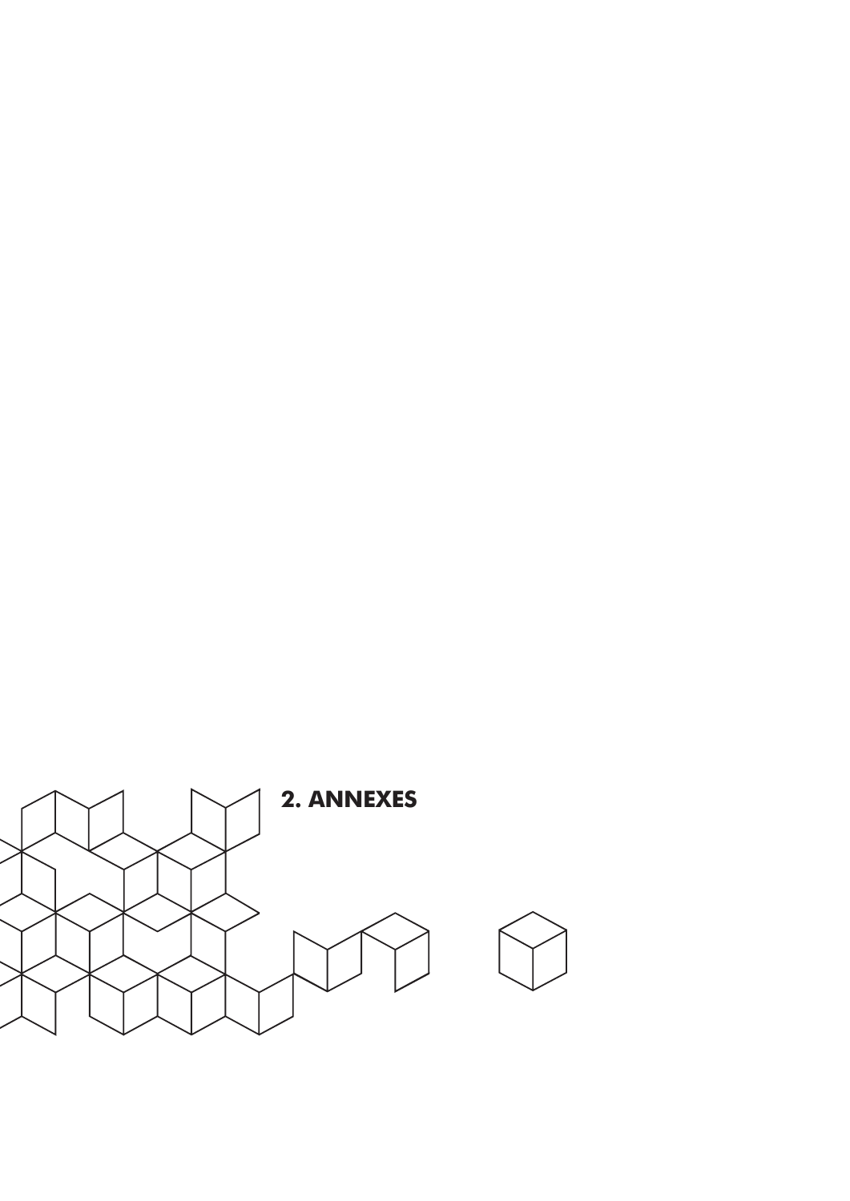# 2. ANNEXES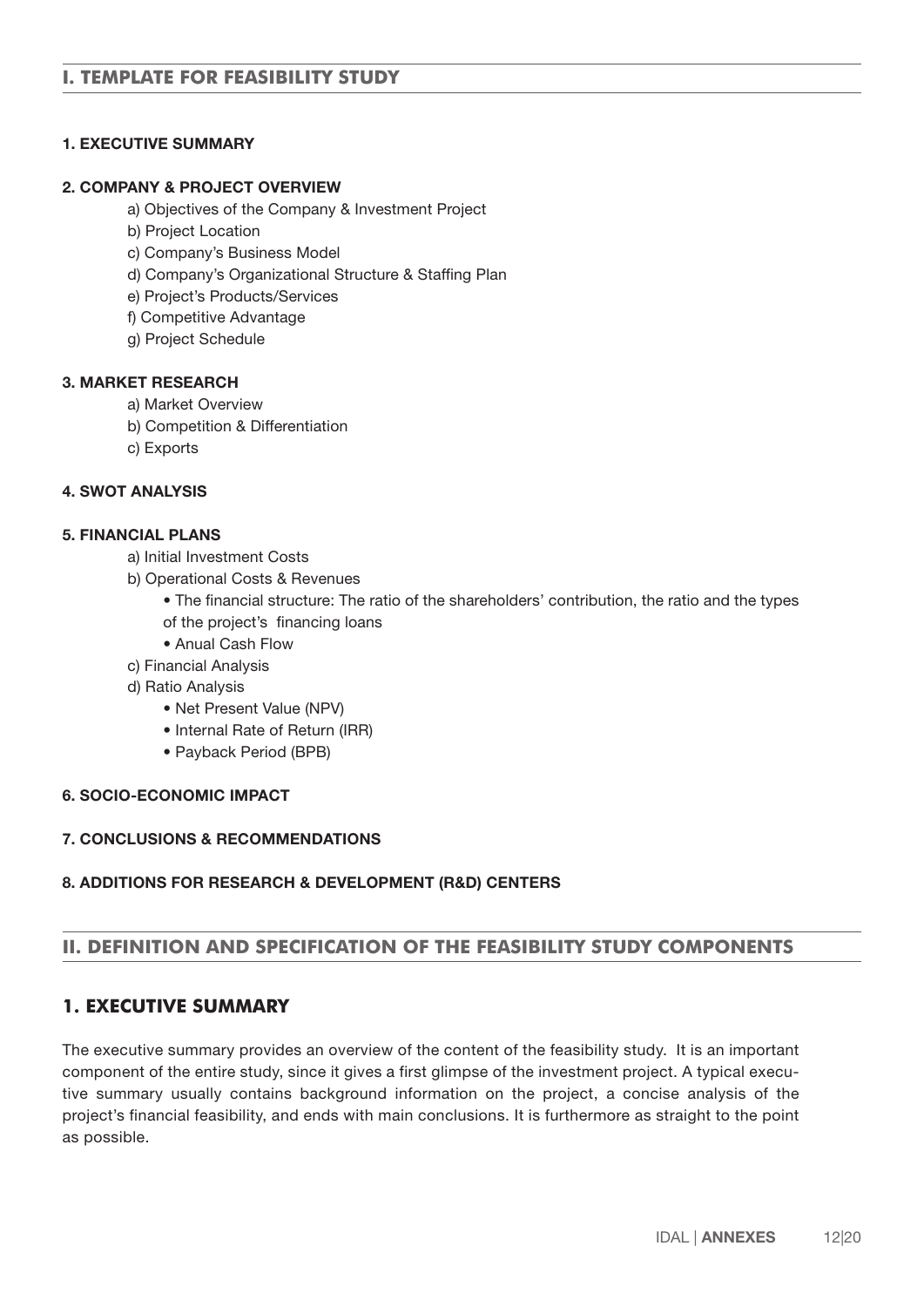## I. TEMPLATE FOR FEASIBILITY STUDY

**1. EXECUTIVE SUMMARY**

**2. COMPANY & PROJECT OVERVIEW**

- a) Objectives of the Company & Investment Project
- b) Project Location
- c) Company's Business Model
- d) Company's Organizational Structure & Staffing Plan
- e) Project's Products/Services
- f) Competitive Advantage
- g) Project Schedule

**3. MARKET RESEARCH**

- a) Market Overview
- b) Competition & Differentiation
- c) Exports

**4. SWOT ANALYSIS**

**5. FINANCIAL PLANS**

- a) Initial Investment Costs
- b) Operational Costs & Revenues
  - The financial structure: The ratio of the shareholders' contribution, the ratio and the types of the project's financing loans
  - Anual Cash Flow
- c) Financial Analysis
- d) Ratio Analysis
  - Net Present Value (NPV)
  - Internal Rate of Return (IRR)
  - Payback Period (BPB)

**6. SOCIO-ECONOMIC IMPACT**

**7. CONCLUSIONS & RECOMMENDATIONS**

**8. ADDITIONS FOR RESEARCH & DEVELOPMENT (R&D) CENTERS**

## II. DEFINITION AND SPECIFICATION OF THE FEASIBILITY STUDY COMPONENTS

### 1. EXECUTIVE SUMMARY

The executive summary provides an overview of the content of the feasibility study. It is an important component of the entire study, since it gives a first glimpse of the investment project. A typical executive summary usually contains background information on the project, a concise analysis of the project's financial feasibility, and ends with main conclusions. It is furthermore as straight to the point as possible.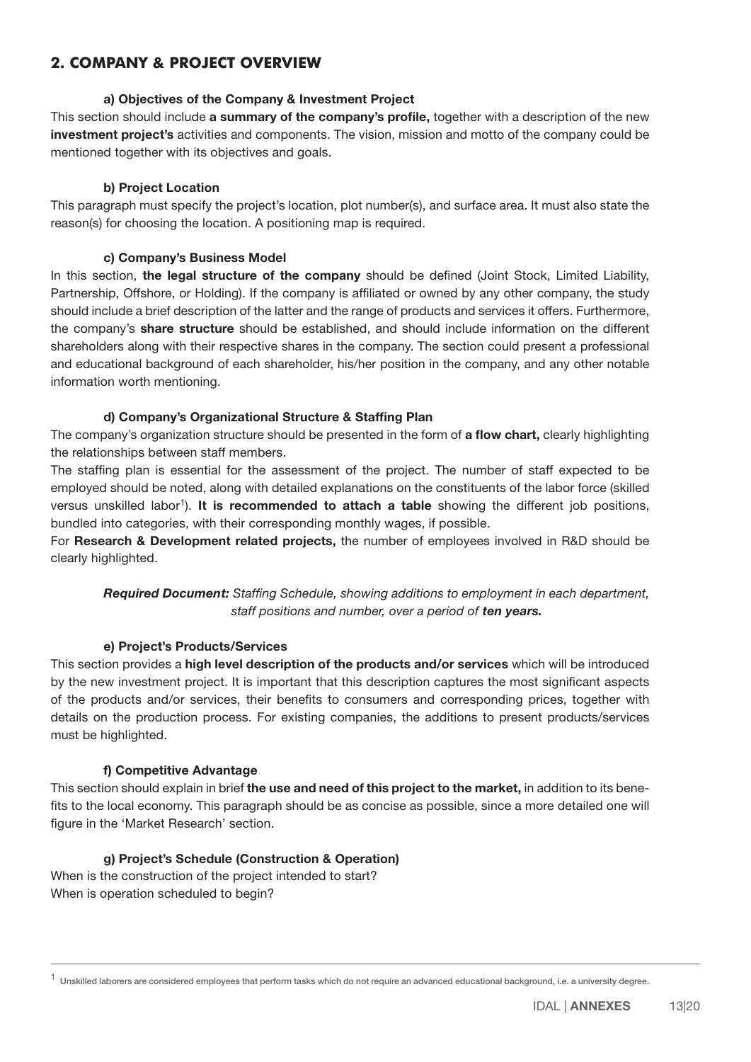## 2. COMPANY & PROJECT OVERVIEW

### a) Objectives of the Company & Investment Project

This section should include **a summary of the company's profile,** together with a description of the new **investment project's** activities and components. The vision, mission and motto of the company could be mentioned together with its objectives and goals.

### b) Project Location

This paragraph must specify the project's location, plot number(s), and surface area. It must also state the reason(s) for choosing the location. A positioning map is required.

### c) Company's Business Model

In this section, **the legal structure of the company** should be defined (Joint Stock, Limited Liability, Partnership, Offshore, or Holding). If the company is affiliated or owned by any other company, the study should include a brief description of the latter and the range of products and services it offers. Furthermore, the company's **share structure** should be established, and should include information on the different shareholders along with their respective shares in the company. The section could present a professional and educational background of each shareholder, his/her position in the company, and any other notable information worth mentioning.

### d) Company's Organizational Structure & Staffing Plan

The company's organization structure should be presented in the form of **a flow chart,** clearly highlighting the relationships between staff members.

The staffing plan is essential for the assessment of the project. The number of staff expected to be employed should be noted, along with detailed explanations on the constituents of the labor force (skilled versus unskilled labor[1]). **It is recommended to attach a table** showing the different job positions, bundled into categories, with their corresponding monthly wages, if possible.

For **Research & Development related projects,** the number of employees involved in R&D should be clearly highlighted.

***Required Document:*** *Staffing Schedule, showing additions to employment in each department, staff positions and number, over a period of* ***ten years.***

### e) Project's Products/Services

This section provides a **high level description of the products and/or services** which will be introduced by the new investment project. It is important that this description captures the most significant aspects of the products and/or services, their benefits to consumers and corresponding prices, together with details on the production process. For existing companies, the additions to present products/services must be highlighted.

### f) Competitive Advantage

This section should explain in brief **the use and need of this project to the market,** in addition to its benefits to the local economy. This paragraph should be as concise as possible, since a more detailed one will figure in the 'Market Research' section.

### g) Project's Schedule (Construction & Operation)

When is the construction of the project intended to start?
When is operation scheduled to begin?

---

[1] Unskilled laborers are considered employees that perform tasks which do not require an advanced educational background, i.e. a university degree.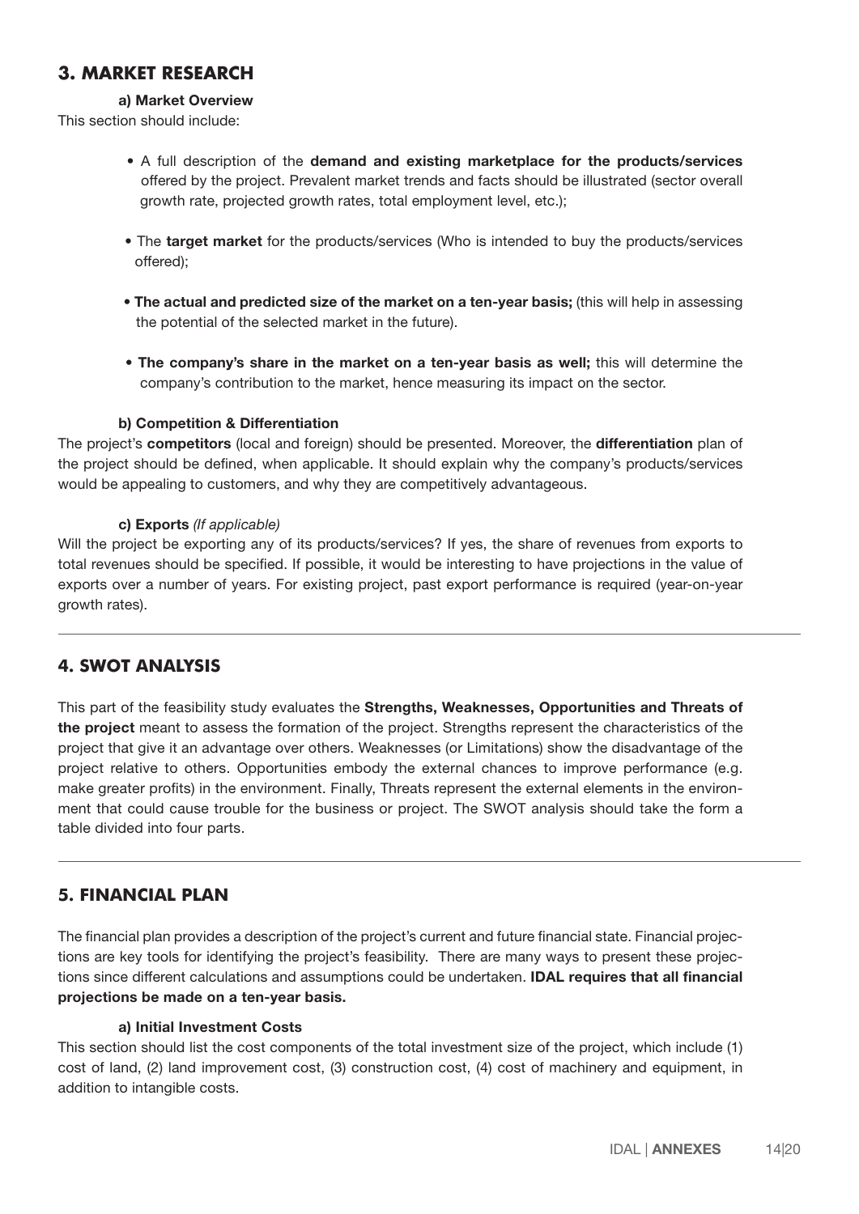## 3. MARKET RESEARCH

### a) Market Overview

This section should include:

- A full description of the **demand and existing marketplace for the products/services** offered by the project. Prevalent market trends and facts should be illustrated (sector overall growth rate, projected growth rates, total employment level, etc.);
- The **target market** for the products/services (Who is intended to buy the products/services offered);
- **The actual and predicted size of the market on a ten-year basis;** (this will help in assessing the potential of the selected market in the future).
- **The company's share in the market on a ten-year basis as well;** this will determine the company's contribution to the market, hence measuring its impact on the sector.

### b) Competition & Differentiation

The project's **competitors** (local and foreign) should be presented. Moreover, the **differentiation** plan of the project should be defined, when applicable. It should explain why the company's products/services would be appealing to customers, and why they are competitively advantageous.

### c) Exports *(If applicable)*

Will the project be exporting any of its products/services? If yes, the share of revenues from exports to total revenues should be specified. If possible, it would be interesting to have projections in the value of exports over a number of years. For existing project, past export performance is required (year-on-year growth rates).

---

## 4. SWOT ANALYSIS

This part of the feasibility study evaluates the **Strengths, Weaknesses, Opportunities and Threats of the project** meant to assess the formation of the project. Strengths represent the characteristics of the project that give it an advantage over others. Weaknesses (or Limitations) show the disadvantage of the project relative to others. Opportunities embody the external chances to improve performance (e.g. make greater profits) in the environment. Finally, Threats represent the external elements in the environment that could cause trouble for the business or project. The SWOT analysis should take the form a table divided into four parts.

---

## 5. FINANCIAL PLAN

The financial plan provides a description of the project's current and future financial state. Financial projections are key tools for identifying the project's feasibility. There are many ways to present these projections since different calculations and assumptions could be undertaken. **IDAL requires that all financial projections be made on a ten-year basis.**

### a) Initial Investment Costs

This section should list the cost components of the total investment size of the project, which include (1) cost of land, (2) land improvement cost, (3) construction cost, (4) cost of machinery and equipment, in addition to intangible costs.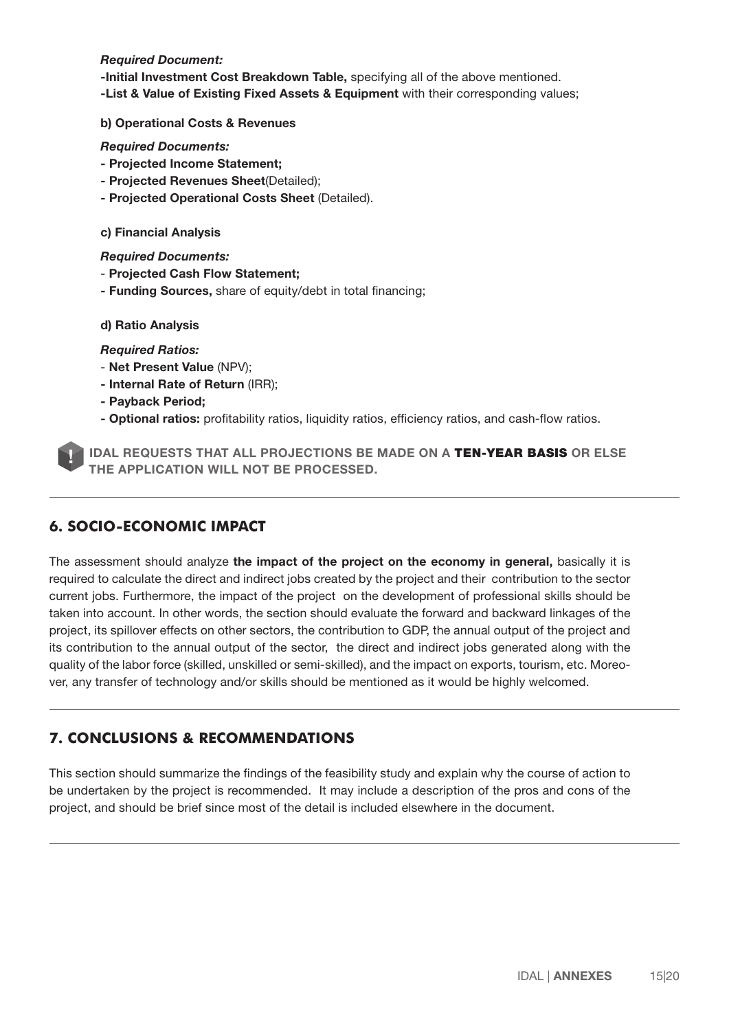***Required Document:***

**-Initial Investment Cost Breakdown Table,** specifying all of the above mentioned.
**-List & Value of Existing Fixed Assets & Equipment** with their corresponding values;

**b) Operational Costs & Revenues**

***Required Documents:***

- **Projected Income Statement;**
- **Projected Revenues Sheet**(Detailed);
- **Projected Operational Costs Sheet** (Detailed).

**c) Financial Analysis**

***Required Documents:***

- **Projected Cash Flow Statement;**
- **Funding Sources,** share of equity/debt in total financing;

**d) Ratio Analysis**

***Required Ratios:***

- **Net Present Value** (NPV);
- **Internal Rate of Return** (IRR);
- **Payback Period;**
- **Optional ratios:** profitability ratios, liquidity ratios, efficiency ratios, and cash-flow ratios.

**IDAL REQUESTS THAT ALL PROJECTIONS BE MADE ON A TEN-YEAR BASIS OR ELSE THE APPLICATION WILL NOT BE PROCESSED.**

## 6. SOCIO-ECONOMIC IMPACT

The assessment should analyze **the impact of the project on the economy in general,** basically it is required to calculate the direct and indirect jobs created by the project and their contribution to the sector current jobs. Furthermore, the impact of the project on the development of professional skills should be taken into account. In other words, the section should evaluate the forward and backward linkages of the project, its spillover effects on other sectors, the contribution to GDP, the annual output of the project and its contribution to the annual output of the sector, the direct and indirect jobs generated along with the quality of the labor force (skilled, unskilled or semi-skilled), and the impact on exports, tourism, etc. Moreover, any transfer of technology and/or skills should be mentioned as it would be highly welcomed.

## 7. CONCLUSIONS & RECOMMENDATIONS

This section should summarize the findings of the feasibility study and explain why the course of action to be undertaken by the project is recommended. It may include a description of the pros and cons of the project, and should be brief since most of the detail is included elsewhere in the document.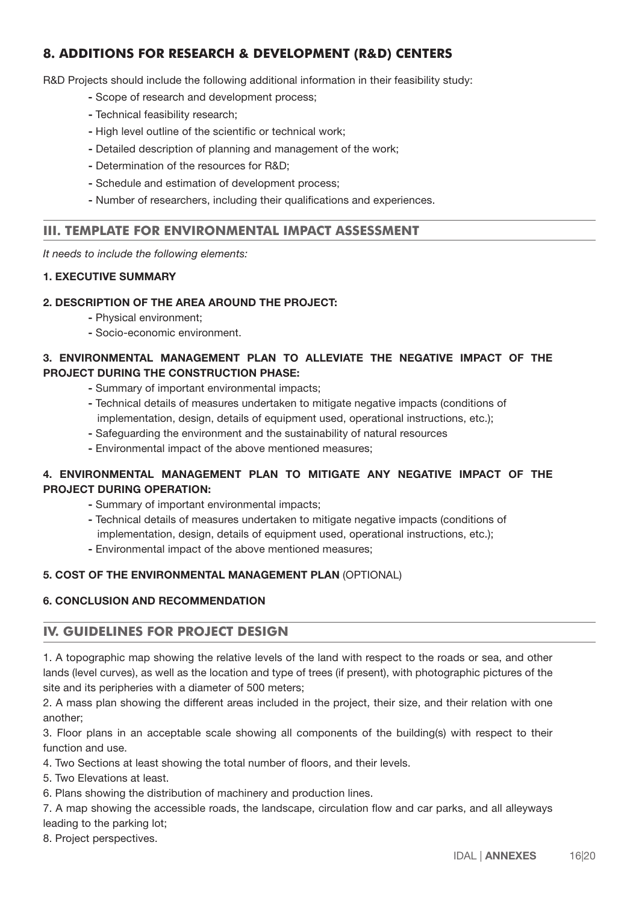## 8. ADDITIONS FOR RESEARCH & DEVELOPMENT (R&D) CENTERS

R&D Projects should include the following additional information in their feasibility study:

- Scope of research and development process;
- Technical feasibility research;
- High level outline of the scientific or technical work;
- Detailed description of planning and management of the work;
- Determination of the resources for R&D;
- Schedule and estimation of development process;
- Number of researchers, including their qualifications and experiences.

## III. TEMPLATE FOR ENVIRONMENTAL IMPACT ASSESSMENT

*It needs to include the following elements:*

**1. EXECUTIVE SUMMARY**

**2. DESCRIPTION OF THE AREA AROUND THE PROJECT:**

- Physical environment;
- Socio-economic environment.

**3. ENVIRONMENTAL MANAGEMENT PLAN TO ALLEVIATE THE NEGATIVE IMPACT OF THE PROJECT DURING THE CONSTRUCTION PHASE:**

- Summary of important environmental impacts;
- Technical details of measures undertaken to mitigate negative impacts (conditions of implementation, design, details of equipment used, operational instructions, etc.);
- Safeguarding the environment and the sustainability of natural resources
- Environmental impact of the above mentioned measures;

**4. ENVIRONMENTAL MANAGEMENT PLAN TO MITIGATE ANY NEGATIVE IMPACT OF THE PROJECT DURING OPERATION:**

- Summary of important environmental impacts;
- Technical details of measures undertaken to mitigate negative impacts (conditions of implementation, design, details of equipment used, operational instructions, etc.);
- Environmental impact of the above mentioned measures;

**5. COST OF THE ENVIRONMENTAL MANAGEMENT PLAN** (OPTIONAL)

**6. CONCLUSION AND RECOMMENDATION**

## IV. GUIDELINES FOR PROJECT DESIGN

1. A topographic map showing the relative levels of the land with respect to the roads or sea, and other lands (level curves), as well as the location and type of trees (if present), with photographic pictures of the site and its peripheries with a diameter of 500 meters;
2. A mass plan showing the different areas included in the project, their size, and their relation with one another;
3. Floor plans in an acceptable scale showing all components of the building(s) with respect to their function and use.
4. Two Sections at least showing the total number of floors, and their levels.
5. Two Elevations at least.
6. Plans showing the distribution of machinery and production lines.
7. A map showing the accessible roads, the landscape, circulation flow and car parks, and all alleyways leading to the parking lot;
8. Project perspectives.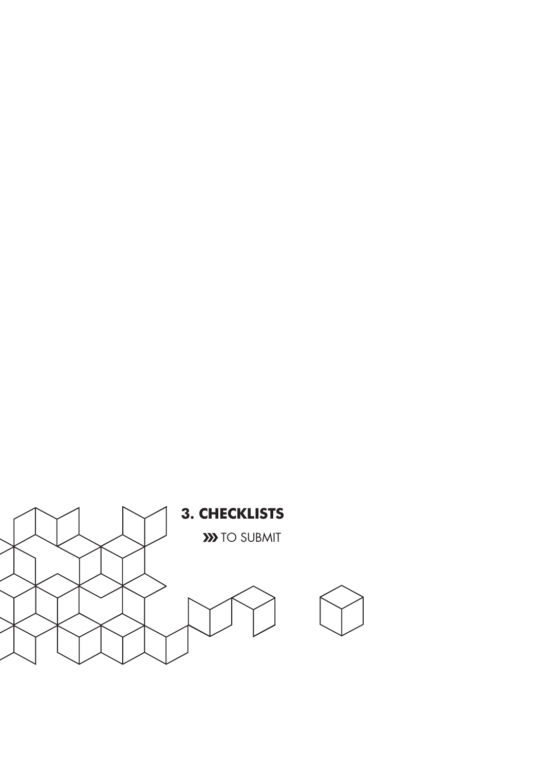# 3. CHECKLISTS

» TO SUBMIT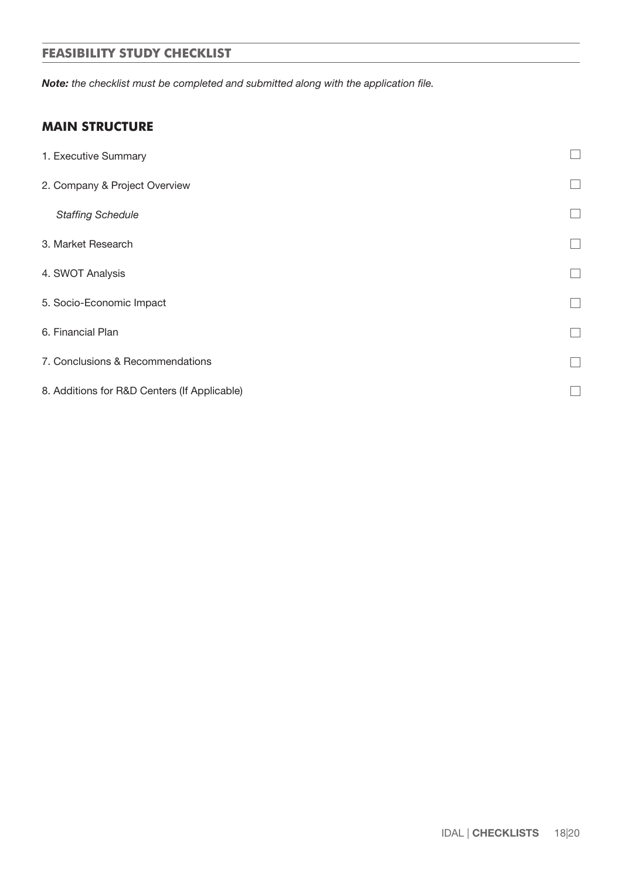## FEASIBILITY STUDY CHECKLIST

***Note:*** *the checklist must be completed and submitted along with the application file.*

### MAIN STRUCTURE

- 1. Executive Summary ☐
- 2. Company & Project Overview ☐
  - *Staffing Schedule* ☐
- 3. Market Research ☐
- 4. SWOT Analysis ☐
- 5. Socio-Economic Impact ☐
- 6. Financial Plan ☐
- 7. Conclusions & Recommendations ☐
- 8. Additions for R&D Centers (If Applicable) ☐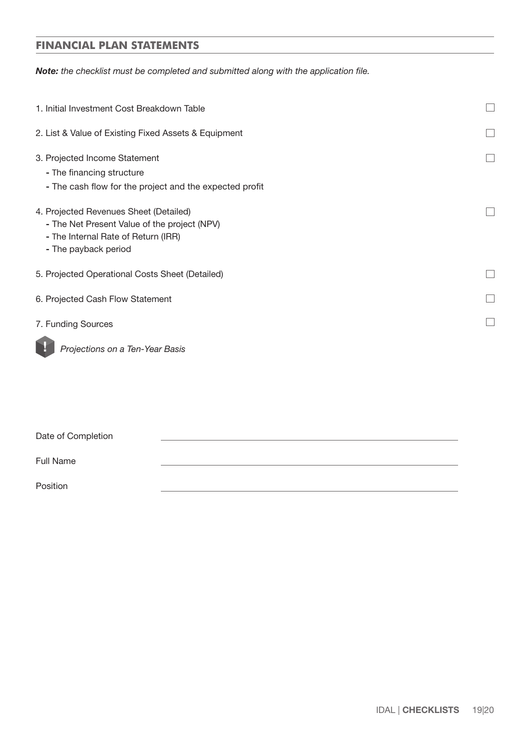## FINANCIAL PLAN STATEMENTS

***Note:*** *the checklist must be completed and submitted along with the application file.*

1. Initial Investment Cost Breakdown Table ☐
2. List & Value of Existing Fixed Assets & Equipment ☐
3. Projected Income Statement ☐
   - The financing structure
   - The cash flow for the project and the expected profit
4. Projected Revenues Sheet (Detailed) ☐
   - The Net Present Value of the project (NPV)
   - The Internal Rate of Return (IRR)
   - The payback period
5. Projected Operational Costs Sheet (Detailed) ☐
6. Projected Cash Flow Statement ☐
7. Funding Sources ☐

! *Projections on a Ten-Year Basis*

Date of Completion \_\_\_\_\_\_\_\_\_\_\_\_\_\_\_\_\_\_\_\_\_\_\_\_\_\_\_\_\_\_

Full Name \_\_\_\_\_\_\_\_\_\_\_\_\_\_\_\_\_\_\_\_\_\_\_\_\_\_\_\_\_\_

Position \_\_\_\_\_\_\_\_\_\_\_\_\_\_\_\_\_\_\_\_\_\_\_\_\_\_\_\_\_\_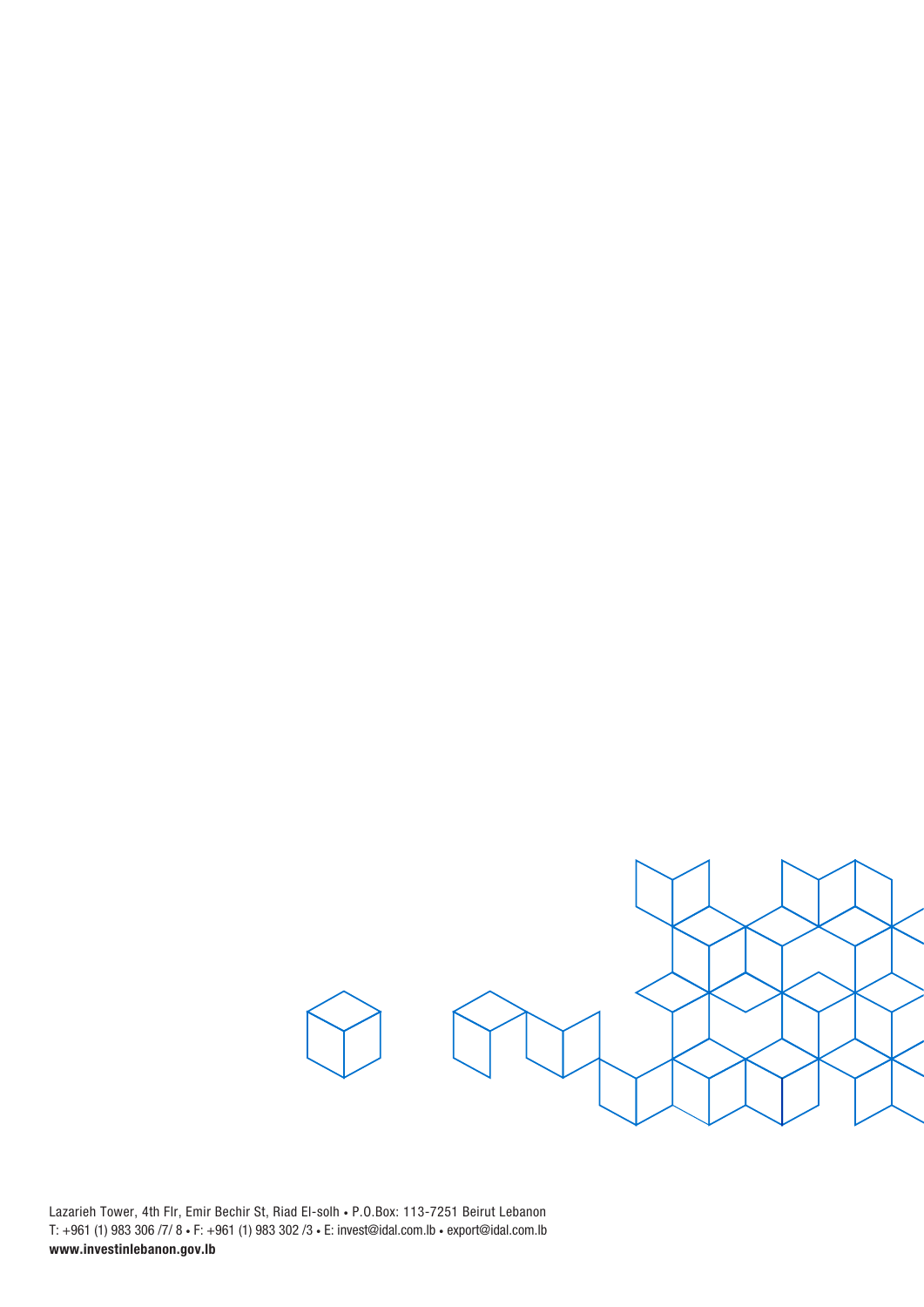Lazarieh Tower, 4th Flr, Emir Bechir St, Riad El-solh • P.O.Box: 113-7251 Beirut Lebanon
T: +961 (1) 983 306 /7/ 8 • F: +961 (1) 983 302 /3 • E: invest@idal.com.lb • export@idal.com.lb
**www.investinlebanon.gov.lb**